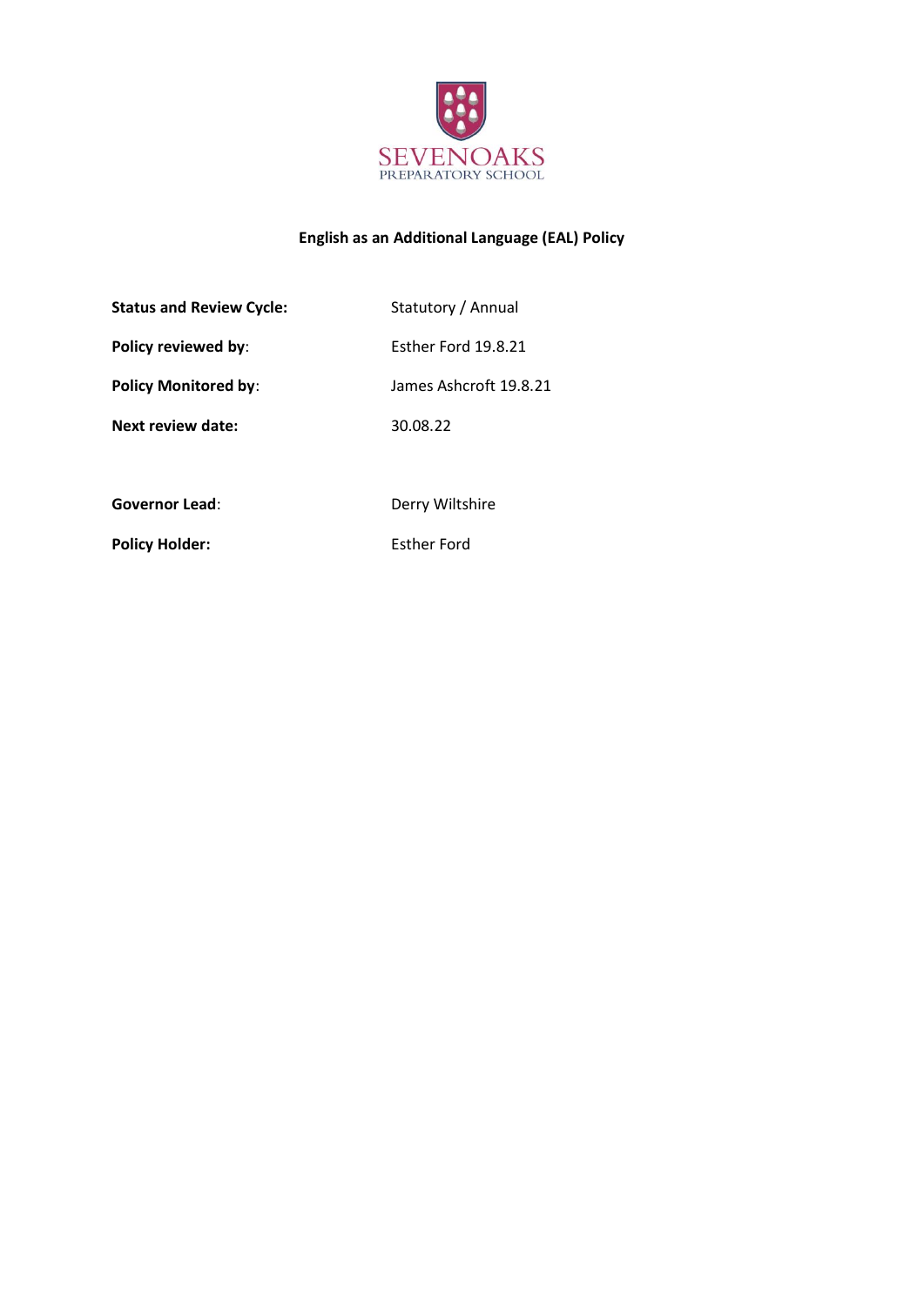SEVENOAKS
PREPARATORY SCHOOL

# English as an Additional Language (EAL) Policy

| | |
|---|---|
| **Status and Review Cycle:** | Statutory / Annual |
| **Policy reviewed by**: | Esther Ford 19.8.21 |
| **Policy Monitored by**: | James Ashcroft 19.8.21 |
| **Next review date:** | 30.08.22 |
| | |
| **Governor Lead**: | Derry Wiltshire |
| **Policy Holder:** | Esther Ford |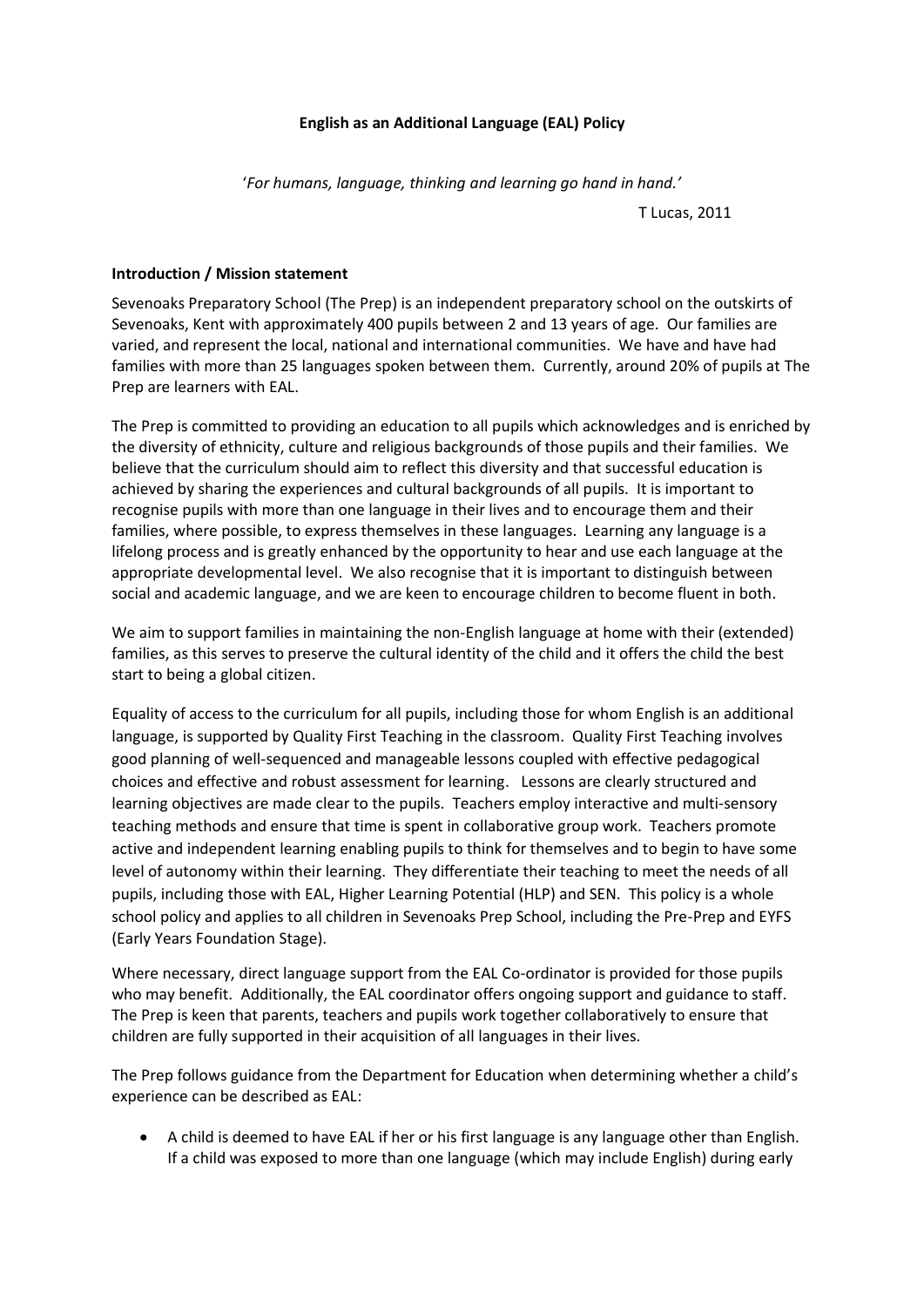**English as an Additional Language (EAL) Policy**

'*For humans, language, thinking and learning go hand in hand.*'

T Lucas, 2011

**Introduction / Mission statement**

Sevenoaks Preparatory School (The Prep) is an independent preparatory school on the outskirts of Sevenoaks, Kent with approximately 400 pupils between 2 and 13 years of age. Our families are varied, and represent the local, national and international communities. We have and have had families with more than 25 languages spoken between them. Currently, around 20% of pupils at The Prep are learners with EAL.

The Prep is committed to providing an education to all pupils which acknowledges and is enriched by the diversity of ethnicity, culture and religious backgrounds of those pupils and their families. We believe that the curriculum should aim to reflect this diversity and that successful education is achieved by sharing the experiences and cultural backgrounds of all pupils. It is important to recognise pupils with more than one language in their lives and to encourage them and their families, where possible, to express themselves in these languages. Learning any language is a lifelong process and is greatly enhanced by the opportunity to hear and use each language at the appropriate developmental level. We also recognise that it is important to distinguish between social and academic language, and we are keen to encourage children to become fluent in both.

We aim to support families in maintaining the non-English language at home with their (extended) families, as this serves to preserve the cultural identity of the child and it offers the child the best start to being a global citizen.

Equality of access to the curriculum for all pupils, including those for whom English is an additional language, is supported by Quality First Teaching in the classroom. Quality First Teaching involves good planning of well-sequenced and manageable lessons coupled with effective pedagogical choices and effective and robust assessment for learning. Lessons are clearly structured and learning objectives are made clear to the pupils. Teachers employ interactive and multi-sensory teaching methods and ensure that time is spent in collaborative group work. Teachers promote active and independent learning enabling pupils to think for themselves and to begin to have some level of autonomy within their learning. They differentiate their teaching to meet the needs of all pupils, including those with EAL, Higher Learning Potential (HLP) and SEN. This policy is a whole school policy and applies to all children in Sevenoaks Prep School, including the Pre-Prep and EYFS (Early Years Foundation Stage).

Where necessary, direct language support from the EAL Co-ordinator is provided for those pupils who may benefit. Additionally, the EAL coordinator offers ongoing support and guidance to staff. The Prep is keen that parents, teachers and pupils work together collaboratively to ensure that children are fully supported in their acquisition of all languages in their lives.

The Prep follows guidance from the Department for Education when determining whether a child's experience can be described as EAL:

- A child is deemed to have EAL if her or his first language is any language other than English. If a child was exposed to more than one language (which may include English) during early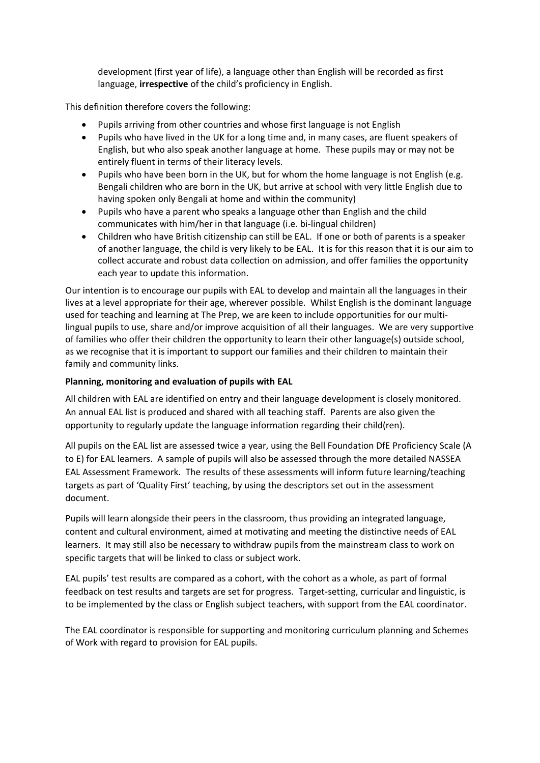development (first year of life), a language other than English will be recorded as first language, **irrespective** of the child's proficiency in English.

This definition therefore covers the following:

- Pupils arriving from other countries and whose first language is not English
- Pupils who have lived in the UK for a long time and, in many cases, are fluent speakers of English, but who also speak another language at home. These pupils may or may not be entirely fluent in terms of their literacy levels.
- Pupils who have been born in the UK, but for whom the home language is not English (e.g. Bengali children who are born in the UK, but arrive at school with very little English due to having spoken only Bengali at home and within the community)
- Pupils who have a parent who speaks a language other than English and the child communicates with him/her in that language (i.e. bi-lingual children)
- Children who have British citizenship can still be EAL. If one or both of parents is a speaker of another language, the child is very likely to be EAL. It is for this reason that it is our aim to collect accurate and robust data collection on admission, and offer families the opportunity each year to update this information.

Our intention is to encourage our pupils with EAL to develop and maintain all the languages in their lives at a level appropriate for their age, wherever possible. Whilst English is the dominant language used for teaching and learning at The Prep, we are keen to include opportunities for our multi-lingual pupils to use, share and/or improve acquisition of all their languages. We are very supportive of families who offer their children the opportunity to learn their other language(s) outside school, as we recognise that it is important to support our families and their children to maintain their family and community links.

**Planning, monitoring and evaluation of pupils with EAL**

All children with EAL are identified on entry and their language development is closely monitored. An annual EAL list is produced and shared with all teaching staff. Parents are also given the opportunity to regularly update the language information regarding their child(ren).

All pupils on the EAL list are assessed twice a year, using the Bell Foundation DfE Proficiency Scale (A to E) for EAL learners. A sample of pupils will also be assessed through the more detailed NASSEA EAL Assessment Framework. The results of these assessments will inform future learning/teaching targets as part of 'Quality First' teaching, by using the descriptors set out in the assessment document.

Pupils will learn alongside their peers in the classroom, thus providing an integrated language, content and cultural environment, aimed at motivating and meeting the distinctive needs of EAL learners. It may still also be necessary to withdraw pupils from the mainstream class to work on specific targets that will be linked to class or subject work.

EAL pupils' test results are compared as a cohort, with the cohort as a whole, as part of formal feedback on test results and targets are set for progress. Target-setting, curricular and linguistic, is to be implemented by the class or English subject teachers, with support from the EAL coordinator.

The EAL coordinator is responsible for supporting and monitoring curriculum planning and Schemes of Work with regard to provision for EAL pupils.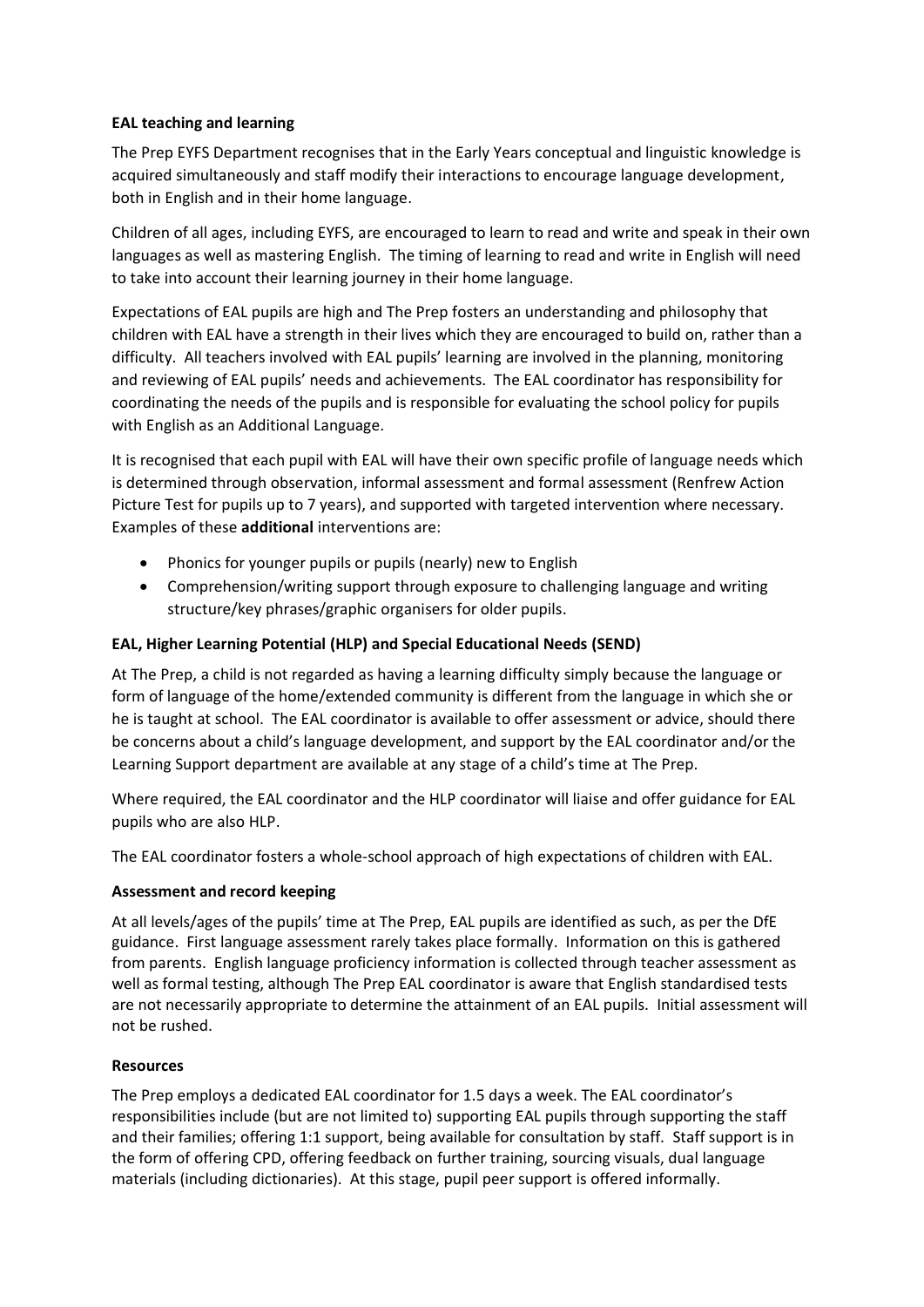**EAL teaching and learning**

The Prep EYFS Department recognises that in the Early Years conceptual and linguistic knowledge is acquired simultaneously and staff modify their interactions to encourage language development, both in English and in their home language.

Children of all ages, including EYFS, are encouraged to learn to read and write and speak in their own languages as well as mastering English. The timing of learning to read and write in English will need to take into account their learning journey in their home language.

Expectations of EAL pupils are high and The Prep fosters an understanding and philosophy that children with EAL have a strength in their lives which they are encouraged to build on, rather than a difficulty. All teachers involved with EAL pupils' learning are involved in the planning, monitoring and reviewing of EAL pupils' needs and achievements. The EAL coordinator has responsibility for coordinating the needs of the pupils and is responsible for evaluating the school policy for pupils with English as an Additional Language.

It is recognised that each pupil with EAL will have their own specific profile of language needs which is determined through observation, informal assessment and formal assessment (Renfrew Action Picture Test for pupils up to 7 years), and supported with targeted intervention where necessary. Examples of these **additional** interventions are:

- Phonics for younger pupils or pupils (nearly) new to English
- Comprehension/writing support through exposure to challenging language and writing structure/key phrases/graphic organisers for older pupils.

**EAL, Higher Learning Potential (HLP) and Special Educational Needs (SEND)**

At The Prep, a child is not regarded as having a learning difficulty simply because the language or form of language of the home/extended community is different from the language in which she or he is taught at school. The EAL coordinator is available to offer assessment or advice, should there be concerns about a child's language development, and support by the EAL coordinator and/or the Learning Support department are available at any stage of a child's time at The Prep.

Where required, the EAL coordinator and the HLP coordinator will liaise and offer guidance for EAL pupils who are also HLP.

The EAL coordinator fosters a whole-school approach of high expectations of children with EAL.

**Assessment and record keeping**

At all levels/ages of the pupils' time at The Prep, EAL pupils are identified as such, as per the DfE guidance. First language assessment rarely takes place formally. Information on this is gathered from parents. English language proficiency information is collected through teacher assessment as well as formal testing, although The Prep EAL coordinator is aware that English standardised tests are not necessarily appropriate to determine the attainment of an EAL pupils. Initial assessment will not be rushed.

**Resources**

The Prep employs a dedicated EAL coordinator for 1.5 days a week. The EAL coordinator's responsibilities include (but are not limited to) supporting EAL pupils through supporting the staff and their families; offering 1:1 support, being available for consultation by staff. Staff support is in the form of offering CPD, offering feedback on further training, sourcing visuals, dual language materials (including dictionaries). At this stage, pupil peer support is offered informally.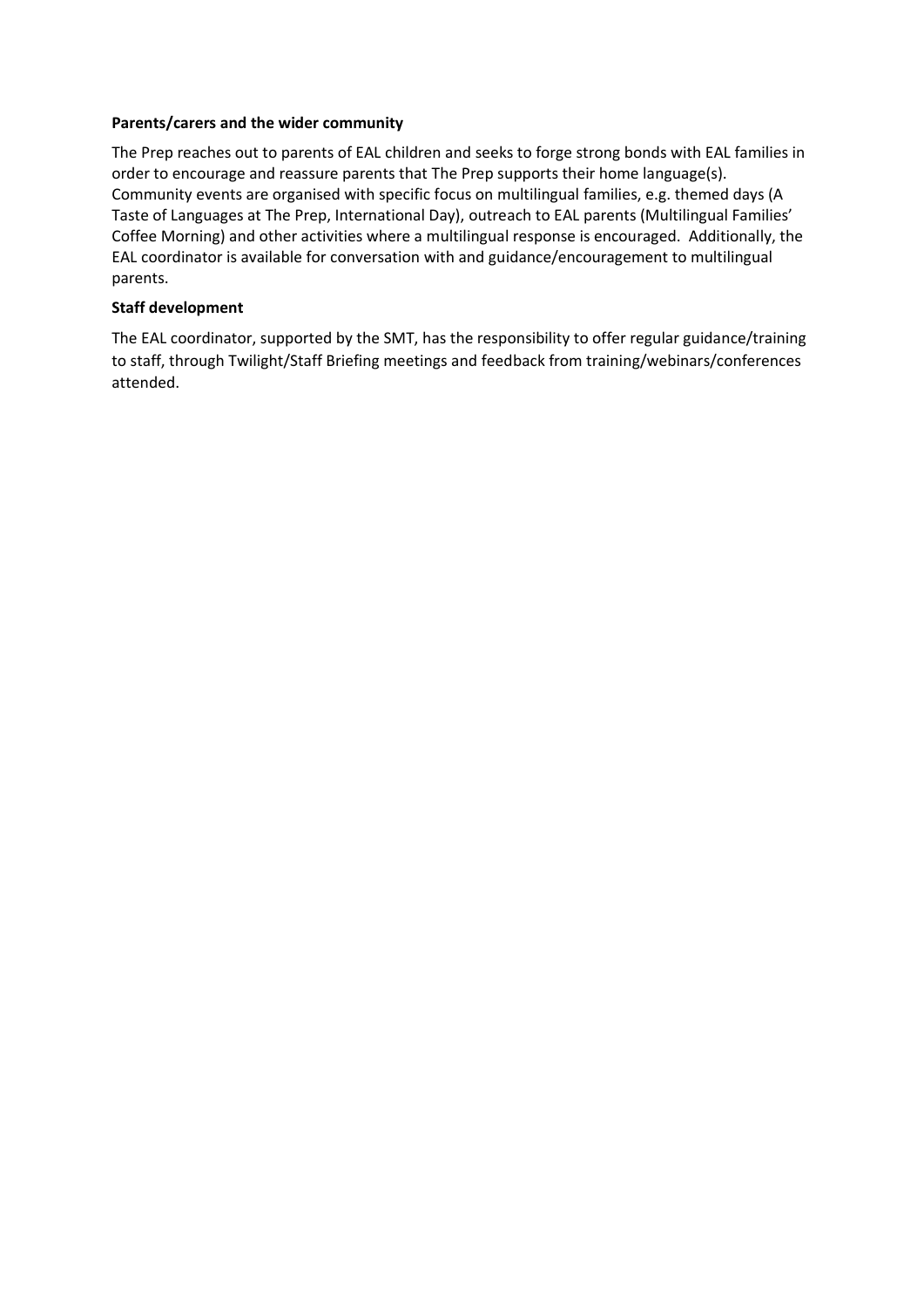**Parents/carers and the wider community**

The Prep reaches out to parents of EAL children and seeks to forge strong bonds with EAL families in order to encourage and reassure parents that The Prep supports their home language(s). Community events are organised with specific focus on multilingual families, e.g. themed days (A Taste of Languages at The Prep, International Day), outreach to EAL parents (Multilingual Families' Coffee Morning) and other activities where a multilingual response is encouraged. Additionally, the EAL coordinator is available for conversation with and guidance/encouragement to multilingual parents.

**Staff development**

The EAL coordinator, supported by the SMT, has the responsibility to offer regular guidance/training to staff, through Twilight/Staff Briefing meetings and feedback from training/webinars/conferences attended.